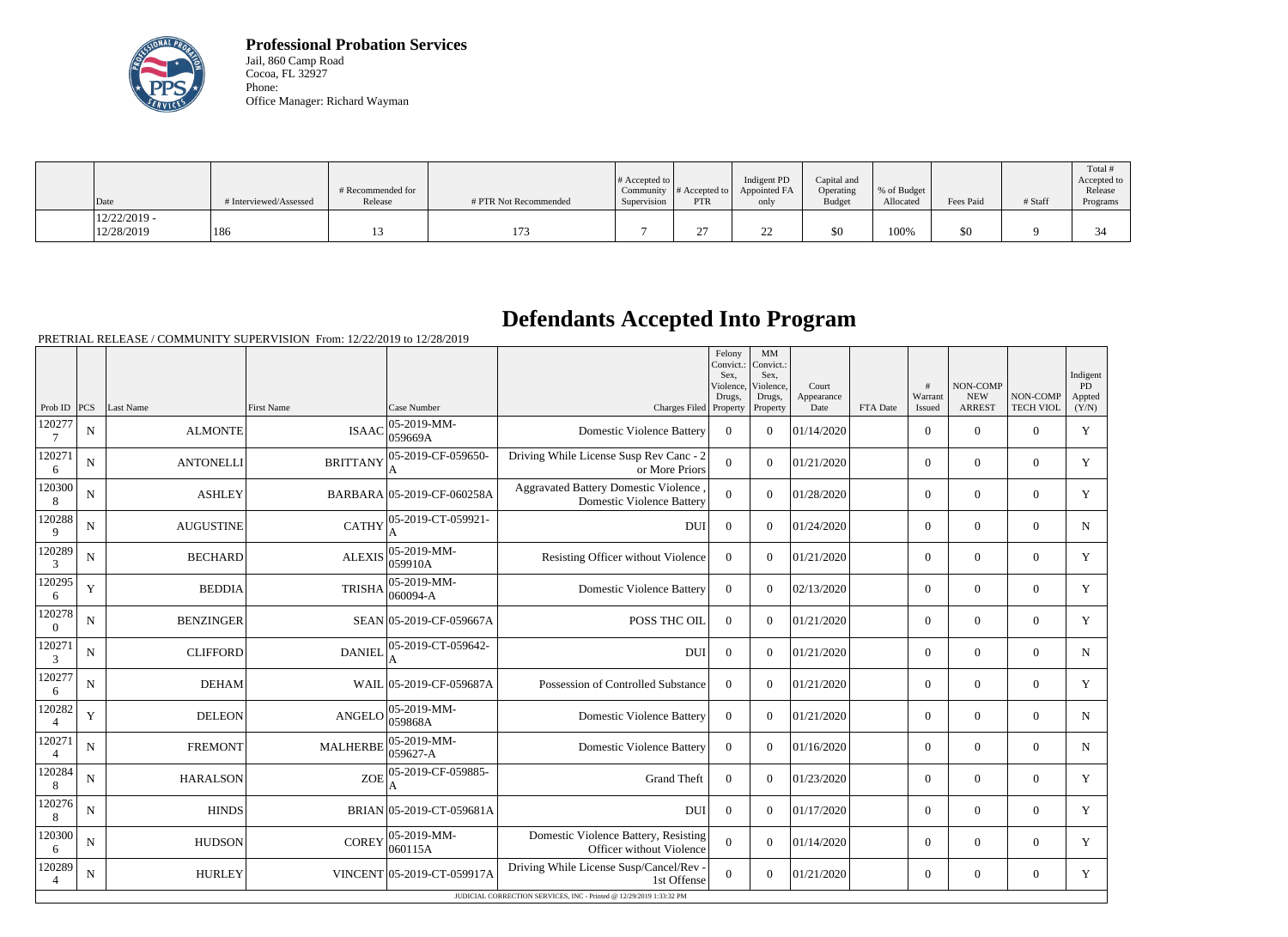**Professional Probation Services**
Jail, 860 Camp Road
Cocoa, FL 32927
Phone:
Office Manager: Richard Wayman

| Date | # Interviewed/Assessed | # Recommended for Release | # PTR Not Recommended | # Accepted to Community Supervision | # Accepted to PTR | Indigent PD Appointed FA only | Capital and Operating Budget | % of Budget Allocated | Fees Paid | # Staff | Total # Accepted to Release Programs |
|---|---|---|---|---|---|---|---|---|---|---|---|
| 12/22/2019 - 12/28/2019 | 186 | 13 | 173 | 7 | 27 | 22 | $0 | 100% | $0 | 9 | 34 |

# Defendants Accepted Into Program

PRETRIAL RELEASE / COMMUNITY SUPERVISION From: 12/22/2019 to 12/28/2019

| Prob ID | PCS | Last Name | First Name | Case Number | Charges Filed | Felony Convict.: Sex, Violence, Drugs, Property | MM Convict.: Sex, Violence, Drugs, Property | Court Appearance Date | FTA Date | # Warrant Issued | NON-COMP NEW ARREST | NON-COMP TECH VIOL | Indigent PD Appted (Y/N) |
|---|---|---|---|---|---|---|---|---|---|---|---|---|---|
| 1202777 | N | ALMONTE | ISAAC | 05-2019-MM-059669A | Domestic Violence Battery | 0 | 0 | 01/14/2020 | | 0 | 0 | 0 | Y |
| 1202716 | N | ANTONELLI | BRITTANY | 05-2019-CF-059650-A | Driving While License Susp Rev Canc - 2 or More Priors | 0 | 0 | 01/21/2020 | | 0 | 0 | 0 | Y |
| 1203008 | N | ASHLEY | BARBARA | 05-2019-CF-060258A | Aggravated Battery Domestic Violence , Domestic Violence Battery | 0 | 0 | 01/28/2020 | | 0 | 0 | 0 | Y |
| 1202889 | N | AUGUSTINE | CATHY | 05-2019-CT-059921-A | DUI | 0 | 0 | 01/24/2020 | | 0 | 0 | 0 | N |
| 1202893 | N | BECHARD | ALEXIS | 05-2019-MM-059910A | Resisting Officer without Violence | 0 | 0 | 01/21/2020 | | 0 | 0 | 0 | Y |
| 1202956 | Y | BEDDIA | TRISHA | 05-2019-MM-060094-A | Domestic Violence Battery | 0 | 0 | 02/13/2020 | | 0 | 0 | 0 | Y |
| 1202780 | N | BENZINGER | SEAN | 05-2019-CF-059667A | POSS THC OIL | 0 | 0 | 01/21/2020 | | 0 | 0 | 0 | Y |
| 1202713 | N | CLIFFORD | DANIEL | 05-2019-CT-059642-A | DUI | 0 | 0 | 01/21/2020 | | 0 | 0 | 0 | N |
| 1202776 | N | DEHAM | WAIL | 05-2019-CF-059687A | Possession of Controlled Substance | 0 | 0 | 01/21/2020 | | 0 | 0 | 0 | Y |
| 1202824 | Y | DELEON | ANGELO | 05-2019-MM-059868A | Domestic Violence Battery | 0 | 0 | 01/21/2020 | | 0 | 0 | 0 | N |
| 1202714 | N | FREMONT | MALHERBE | 05-2019-MM-059627-A | Domestic Violence Battery | 0 | 0 | 01/16/2020 | | 0 | 0 | 0 | N |
| 1202848 | N | HARALSON | ZOE | 05-2019-CF-059885-A | Grand Theft | 0 | 0 | 01/23/2020 | | 0 | 0 | 0 | Y |
| 1202768 | N | HINDS | BRIAN | 05-2019-CT-059681A | DUI | 0 | 0 | 01/17/2020 | | 0 | 0 | 0 | Y |
| 1203006 | N | HUDSON | COREY | 05-2019-MM-060115A | Domestic Violence Battery, Resisting Officer without Violence | 0 | 0 | 01/14/2020 | | 0 | 0 | 0 | Y |
| 1202894 | N | HURLEY | VINCENT | 05-2019-CT-059917A | Driving While License Susp/Cancel/Rev - 1st Offense | 0 | 0 | 01/21/2020 | | 0 | 0 | 0 | Y |

JUDICIAL CORRECTION SERVICES, INC - Printed @ 12/29/2019 1:33:32 PM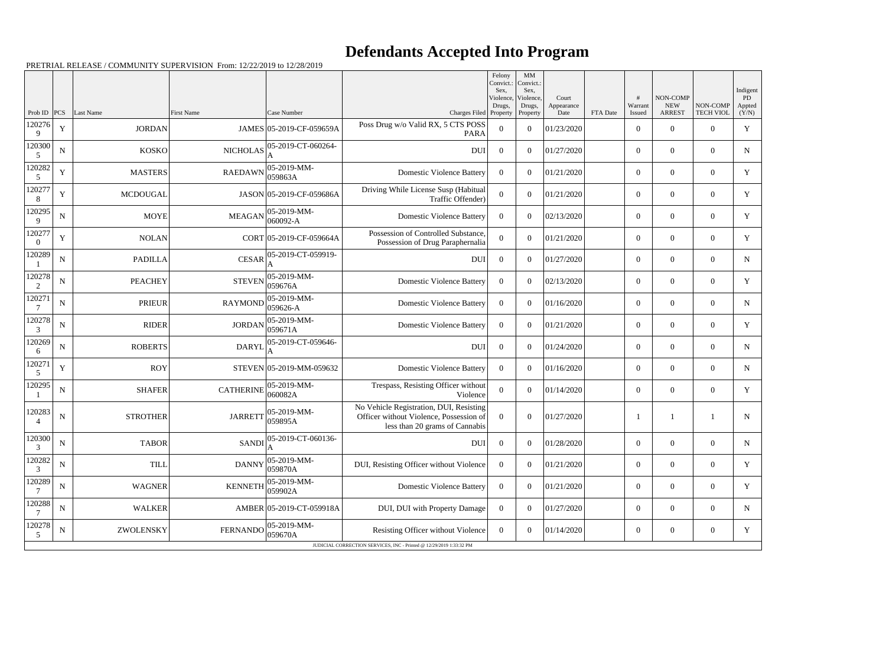# Defendants Accepted Into Program

PRETRIAL RELEASE / COMMUNITY SUPERVISION From: 12/22/2019 to 12/28/2019

| Prob ID | PCS | Last Name | First Name | Case Number | Charges Filed | Felony Convict.: Sex, Violence, Drugs, Property | MM Convict.: Sex, Violence, Drugs, Property | Court Appearance Date | FTA Date | # Warrant Issued | NON-COMP NEW ARREST | NON-COMP TECH VIOL | Indigent PD Appted (Y/N) |
|---|---|---|---|---|---|---|---|---|---|---|---|---|---|
| 1202769 | Y | JORDAN | JAMES | 05-2019-CF-059659A | Poss Drug w/o Valid RX, 5 CTS POSS PARA | 0 | 0 | 01/23/2020 | | 0 | 0 | 0 | Y |
| 1203005 | N | KOSKO | NICHOLAS | 05-2019-CT-060264-A | DUI | 0 | 0 | 01/27/2020 | | 0 | 0 | 0 | N |
| 1202825 | Y | MASTERS | RAEDAWN | 05-2019-MM-059863A | Domestic Violence Battery | 0 | 0 | 01/21/2020 | | 0 | 0 | 0 | Y |
| 1202778 | Y | MCDOUGAL | JASON | 05-2019-CF-059686A | Driving While License Susp (Habitual Traffic Offender) | 0 | 0 | 01/21/2020 | | 0 | 0 | 0 | Y |
| 1202959 | N | MOYE | MEAGAN | 05-2019-MM-060092-A | Domestic Violence Battery | 0 | 0 | 02/13/2020 | | 0 | 0 | 0 | Y |
| 1202770 | Y | NOLAN | CORT | 05-2019-CF-059664A | Possession of Controlled Substance, Possession of Drug Paraphernalia | 0 | 0 | 01/21/2020 | | 0 | 0 | 0 | Y |
| 1202891 | N | PADILLA | CESAR | 05-2019-CT-059919-A | DUI | 0 | 0 | 01/27/2020 | | 0 | 0 | 0 | N |
| 1202782 | N | PEACHEY | STEVEN | 05-2019-MM-059676A | Domestic Violence Battery | 0 | 0 | 02/13/2020 | | 0 | 0 | 0 | Y |
| 1202717 | N | PRIEUR | RAYMOND | 05-2019-MM-059626-A | Domestic Violence Battery | 0 | 0 | 01/16/2020 | | 0 | 0 | 0 | N |
| 1202783 | N | RIDER | JORDAN | 05-2019-MM-059671A | Domestic Violence Battery | 0 | 0 | 01/21/2020 | | 0 | 0 | 0 | Y |
| 1202696 | N | ROBERTS | DARYL | 05-2019-CT-059646-A | DUI | 0 | 0 | 01/24/2020 | | 0 | 0 | 0 | N |
| 1202715 | Y | ROY | STEVEN | 05-2019-MM-059632 | Domestic Violence Battery | 0 | 0 | 01/16/2020 | | 0 | 0 | 0 | N |
| 1202951 | N | SHAFER | CATHERINE | 05-2019-MM-060082A | Trespass, Resisting Officer without Violence | 0 | 0 | 01/14/2020 | | 0 | 0 | 0 | Y |
| 1202834 | N | STROTHER | JARRETT | 05-2019-MM-059895A | No Vehicle Registration, DUI, Resisting Officer without Violence, Possession of less than 20 grams of Cannabis | 0 | 0 | 01/27/2020 | | 1 | 1 | 1 | N |
| 1203003 | N | TABOR | SANDI | 05-2019-CT-060136-A | DUI | 0 | 0 | 01/28/2020 | | 0 | 0 | 0 | N |
| 1202823 | N | TILL | DANNY | 05-2019-MM-059870A | DUI, Resisting Officer without Violence | 0 | 0 | 01/21/2020 | | 0 | 0 | 0 | Y |
| 1202897 | N | WAGNER | KENNETH | 05-2019-MM-059902A | Domestic Violence Battery | 0 | 0 | 01/21/2020 | | 0 | 0 | 0 | Y |
| 1202887 | N | WALKER | AMBER | 05-2019-CT-059918A | DUI, DUI with Property Damage | 0 | 0 | 01/27/2020 | | 0 | 0 | 0 | N |
| 1202785 | N | ZWOLENSKY | FERNANDO | 05-2019-MM-059670A | Resisting Officer without Violence | 0 | 0 | 01/14/2020 | | 0 | 0 | 0 | Y |

JUDICIAL CORRECTION SERVICES, INC - Printed @ 12/29/2019 1:33:32 PM